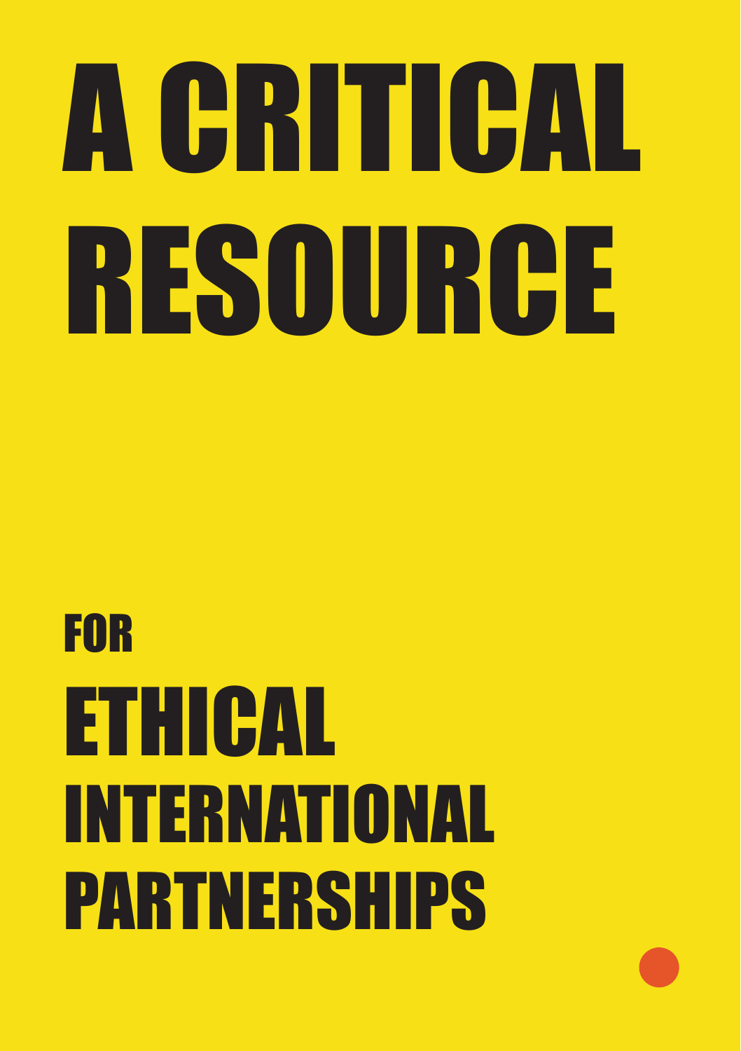# A CRITICAL RESOURCE

## FOR ETHICAL INTERNATIONAL PARTNERSHIPS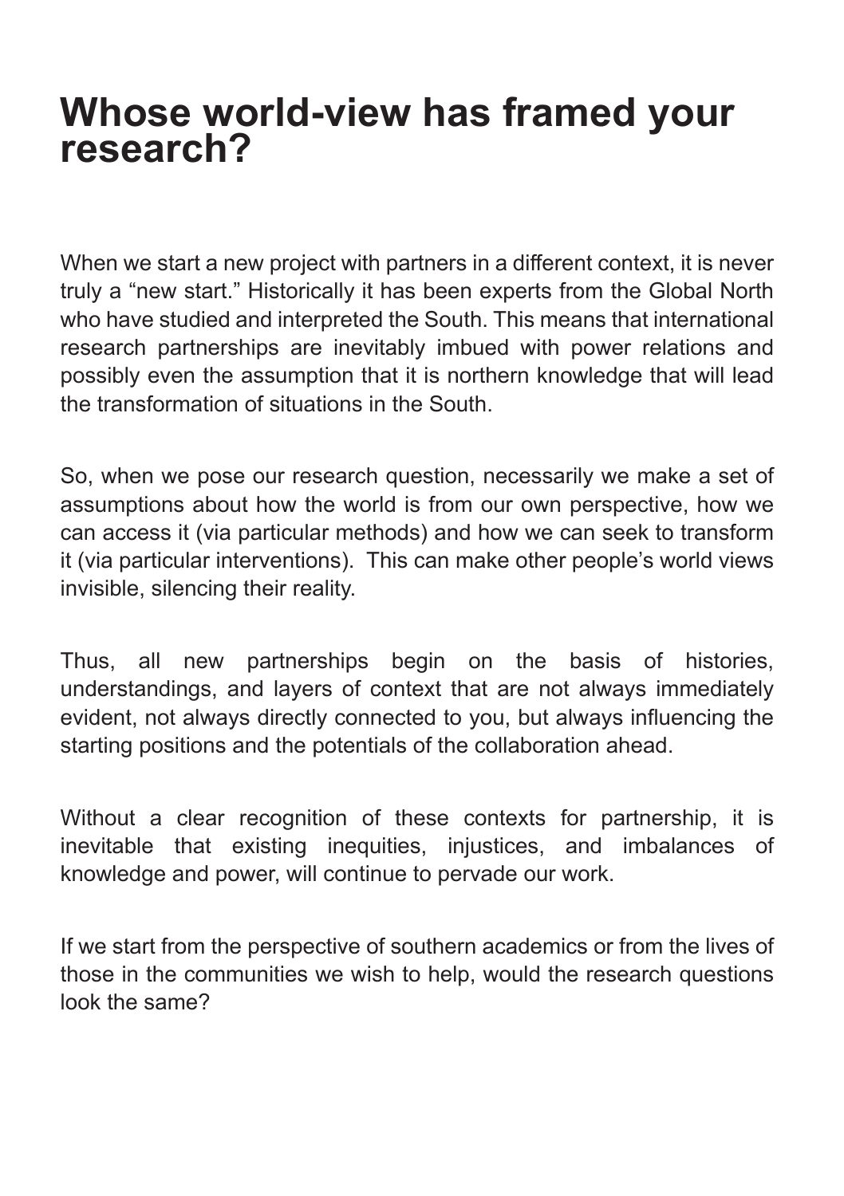# Whose world-view has framed your research?

When we start a new project with partners in a different context, it is never truly a "new start." Historically it has been experts from the Global North who have studied and interpreted the South. This means that international research partnerships are inevitably imbued with power relations and possibly even the assumption that it is northern knowledge that will lead the transformation of situations in the South.

So, when we pose our research question, necessarily we make a set of assumptions about how the world is from our own perspective, how we can access it (via particular methods) and how we can seek to transform it (via particular interventions). This can make other people's world views invisible, silencing their reality.

Thus, all new partnerships begin on the basis of histories, understandings, and layers of context that are not always immediately evident, not always directly connected to you, but always influencing the starting positions and the potentials of the collaboration ahead.

Without a clear recognition of these contexts for partnership, it is inevitable that existing inequities, injustices, and imbalances of knowledge and power, will continue to pervade our work.

If we start from the perspective of southern academics or from the lives of those in the communities we wish to help, would the research questions look the same?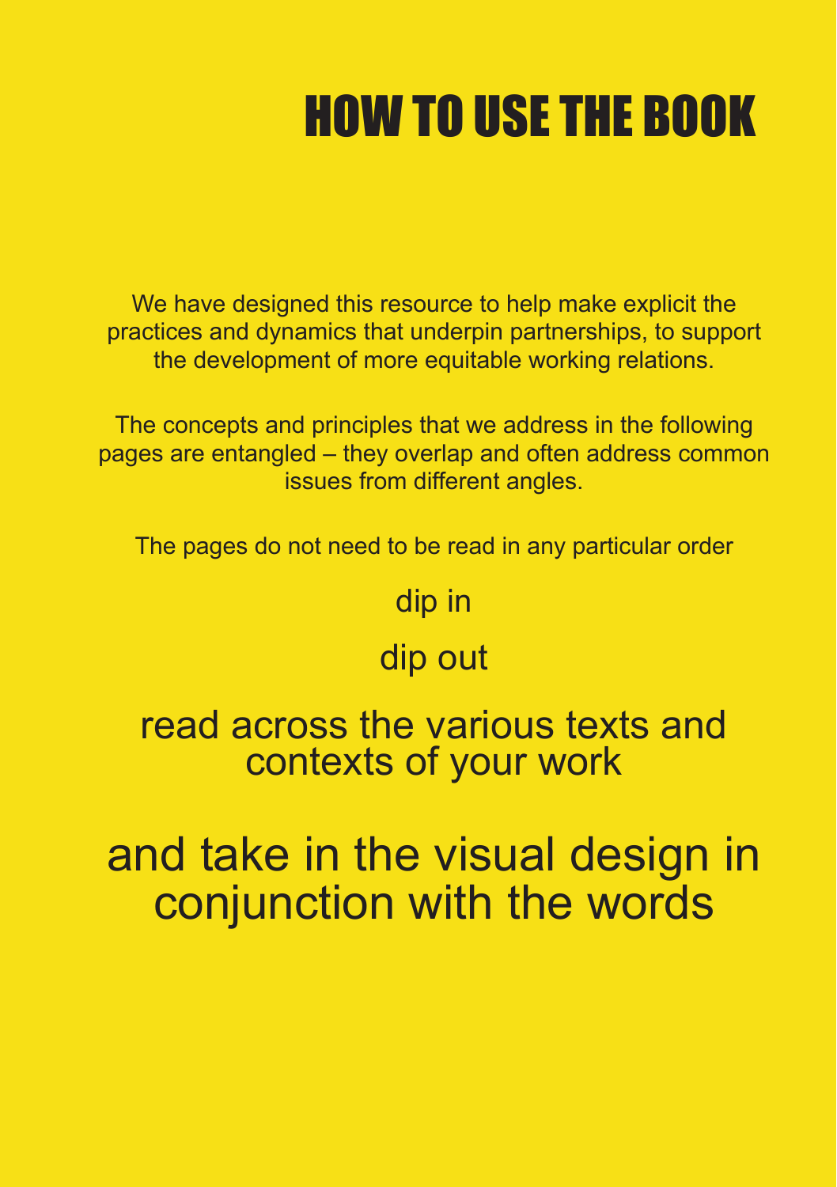# HOW TO USE THE BOOK

We have designed this resource to help make explicit the practices and dynamics that underpin partnerships, to support the development of more equitable working relations.

The concepts and principles that we address in the following pages are entangled – they overlap and often address common issues from different angles.

The pages do not need to be read in any particular order

dip in

dip out

read across the various texts and contexts of your work

and take in the visual design in conjunction with the words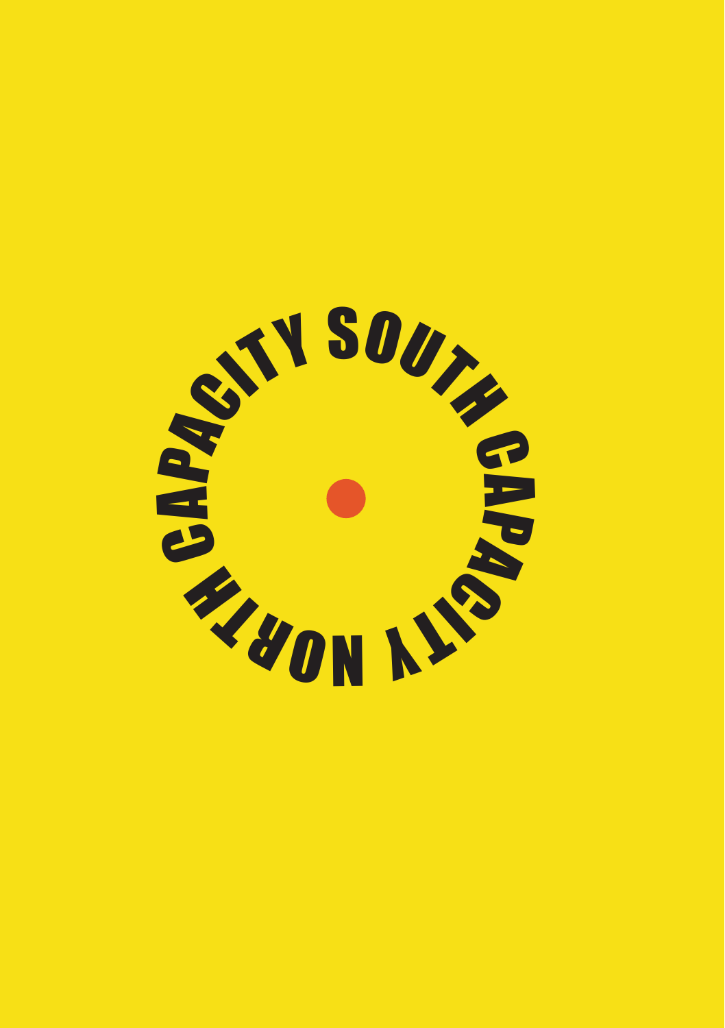CAPACITY SOUTH CAPACITY NORTH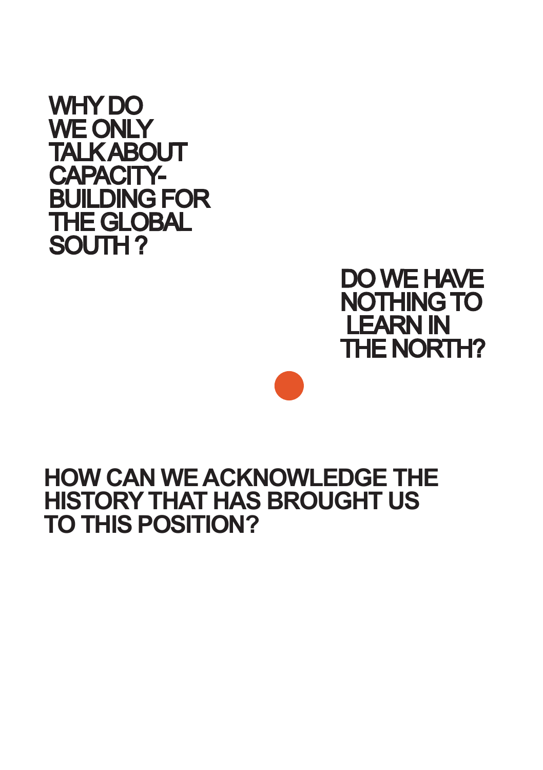WHY DO WE ONLY TALK ABOUT CAPACITY-BUILDING FOR THE GLOBAL SOUTH ?

DO WE HAVE NOTHING TO LEARN IN THE NORTH?

HOW CAN WE ACKNOWLEDGE THE HISTORY THAT HAS BROUGHT US TO THIS POSITION?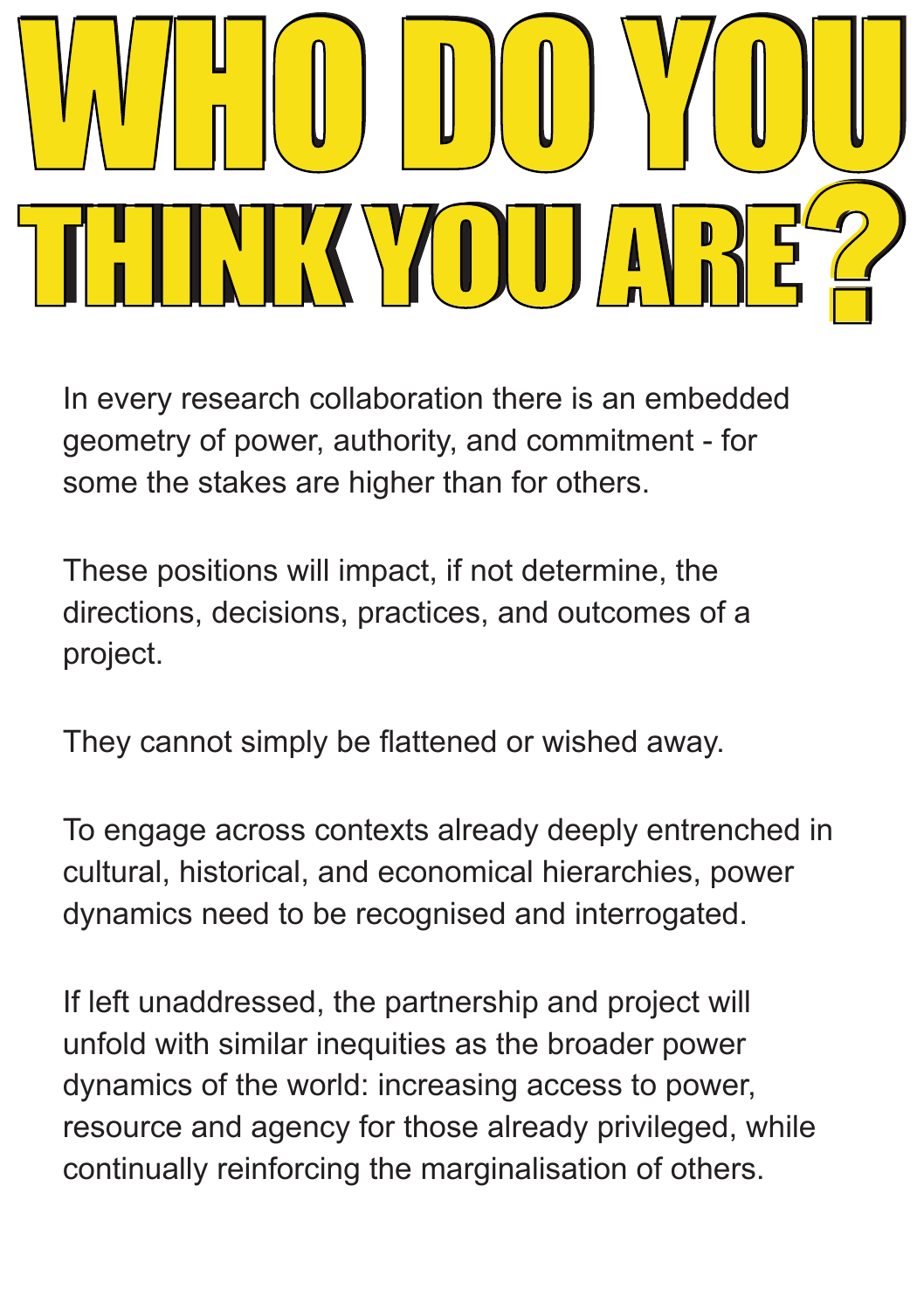# WHO DO YOU THINK YOU ARE?

In every research collaboration there is an embedded geometry of power, authority, and commitment - for some the stakes are higher than for others.

These positions will impact, if not determine, the directions, decisions, practices, and outcomes of a project.

They cannot simply be flattened or wished away.

To engage across contexts already deeply entrenched in cultural, historical, and economical hierarchies, power dynamics need to be recognised and interrogated.

If left unaddressed, the partnership and project will unfold with similar inequities as the broader power dynamics of the world: increasing access to power, resource and agency for those already privileged, while continually reinforcing the marginalisation of others.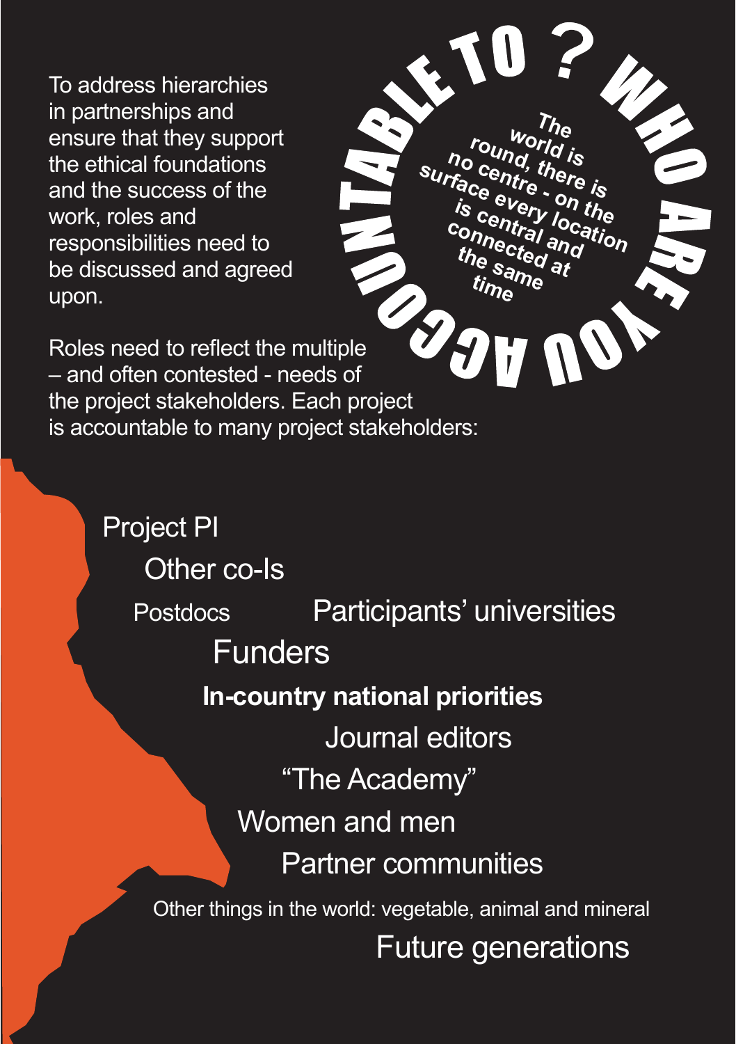To address hierarchies in partnerships and ensure that they support the ethical foundations and the success of the work, roles and responsibilities need to be discussed and agreed upon.

WHO ARE YOU ACCOUNTABLE TO ?

The world is round, there is no centre - on the surface every location is central and connected at the same time

Roles need to reflect the multiple – and often contested - needs of the project stakeholders. Each project is accountable to many project stakeholders:

Project PI

Other co-Is

Postdocs

Participants' universities

Funders

**In-country national priorities**

Journal editors

"The Academy"

Women and men

Partner communities

Other things in the world: vegetable, animal and mineral

Future generations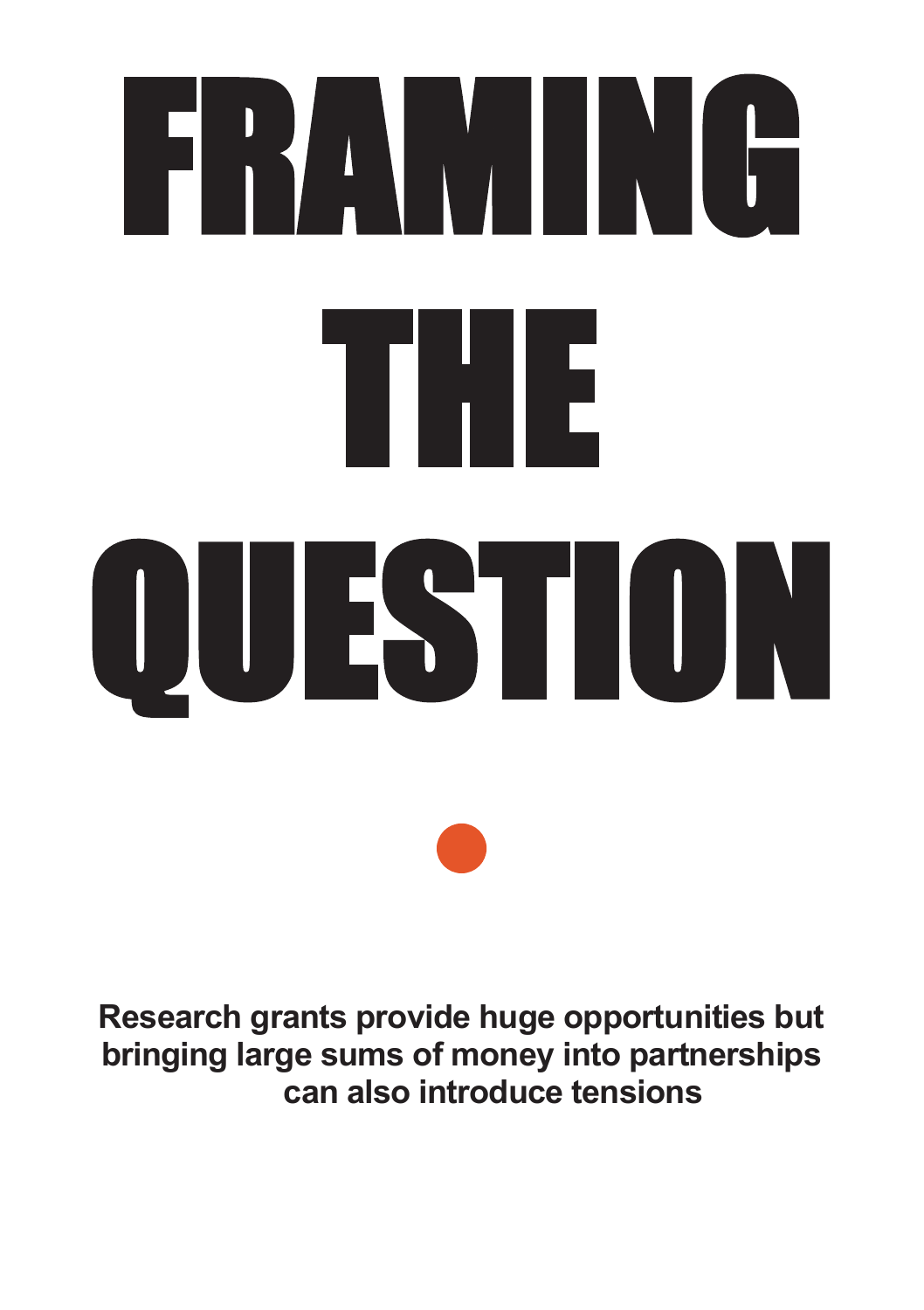# FRAMING THE QUESTION

**Research grants provide huge opportunities but bringing large sums of money into partnerships can also introduce tensions**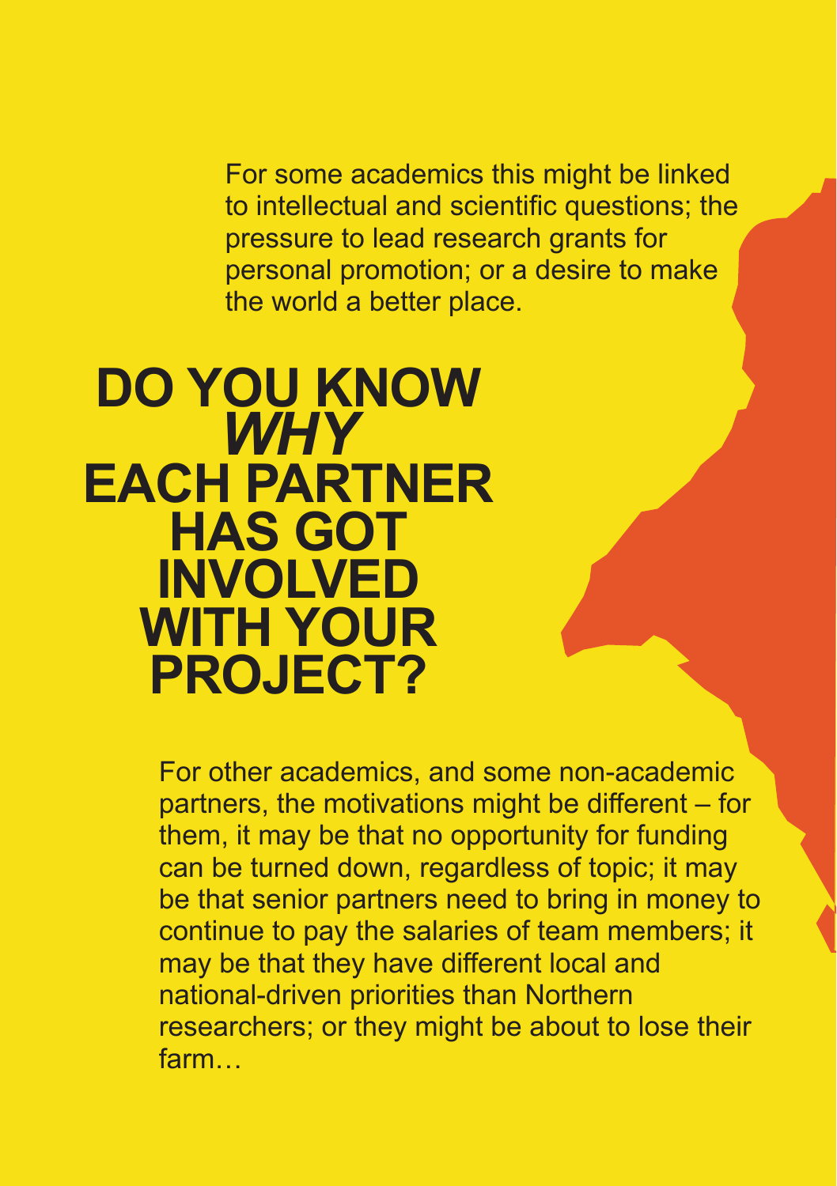For some academics this might be linked to intellectual and scientific questions; the pressure to lead research grants for personal promotion; or a desire to make the world a better place.

# DO YOU KNOW *WHY* EACH PARTNER HAS GOT INVOLVED WITH YOUR PROJECT?

For other academics, and some non-academic partners, the motivations might be different – for them, it may be that no opportunity for funding can be turned down, regardless of topic; it may be that senior partners need to bring in money to continue to pay the salaries of team members; it may be that they have different local and national-driven priorities than Northern researchers; or they might be about to lose their farm…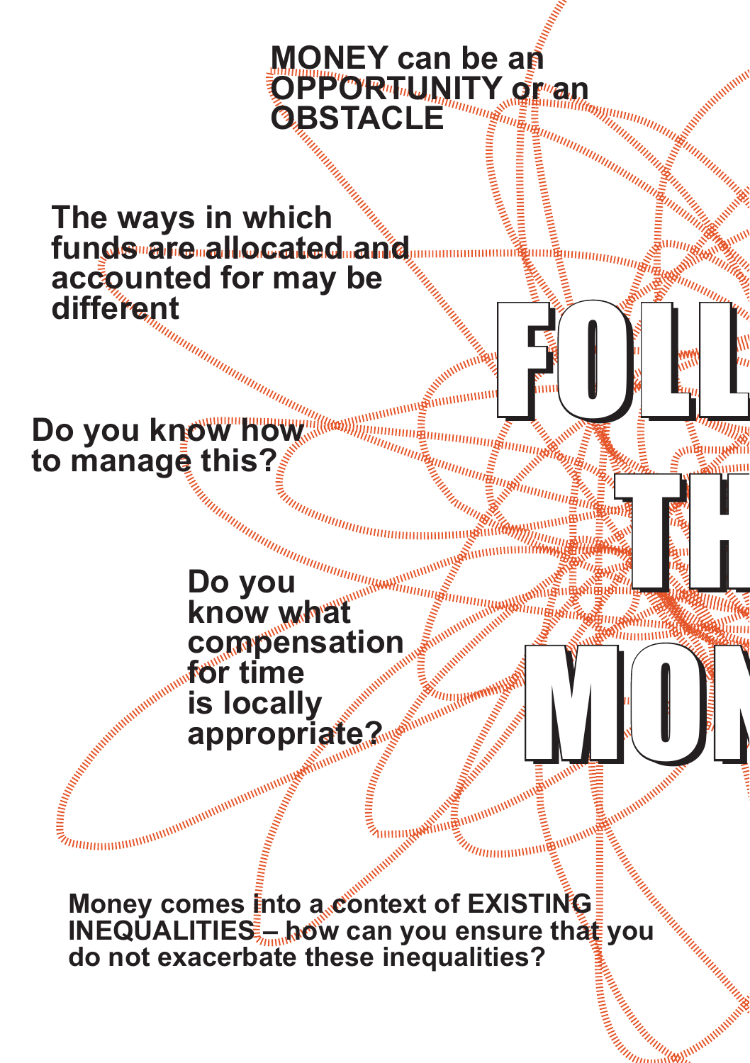**MONEY can be an OPPORTUNITY or an OBSTACLE**

**The ways in which funds are allocated and accounted for may be different**

# FOLL TH MON

**Do you know how to manage this?**

**Do you know what compensation for time is locally appropriate?**

**Money comes into a context of EXISTING INEQUALITIES – how can you ensure that you do not exacerbate these inequalities?**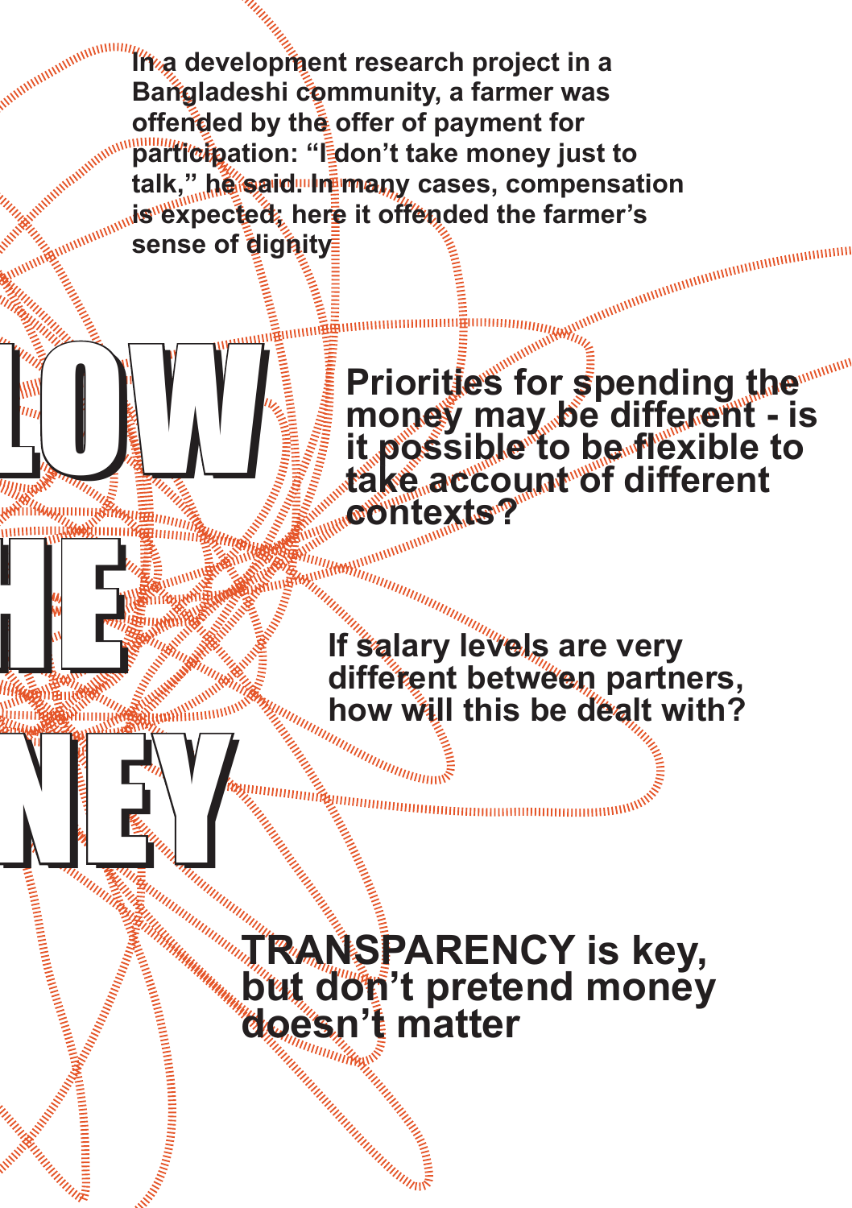In a development research project in a Bangladeshi community, a farmer was offended by the offer of payment for participation: "I don't take money just to talk," he said. In many cases, compensation is expected; here it offended the farmer's sense of dignity

# LOW HE NEY

**Priorities for spending the money may be different - is it possible to be flexible to take account of different contexts?**

**If salary levels are very different between partners, how will this be dealt with?**

**TRANSPARENCY is key, but don't pretend money doesn't matter**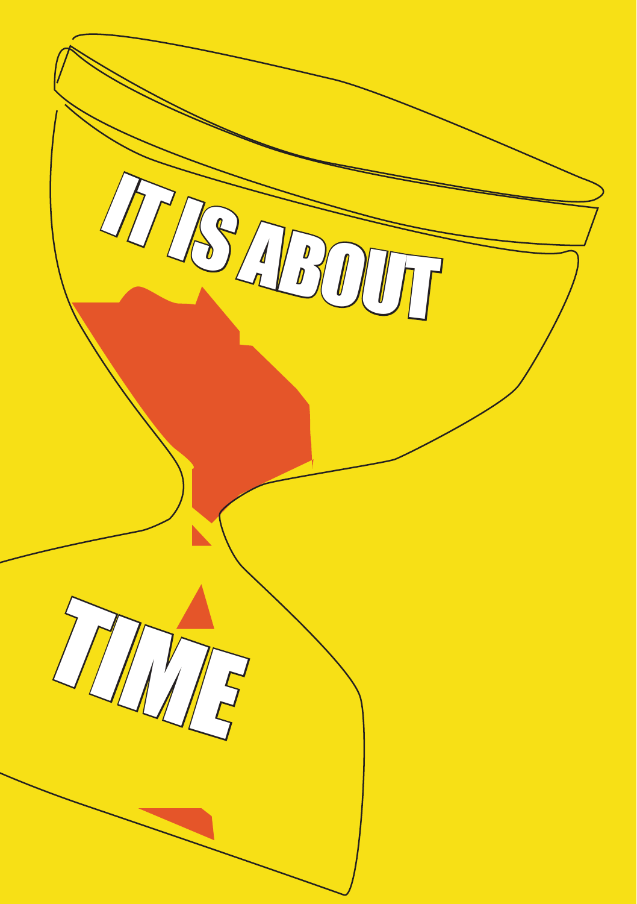IT IS ABOUT

TIME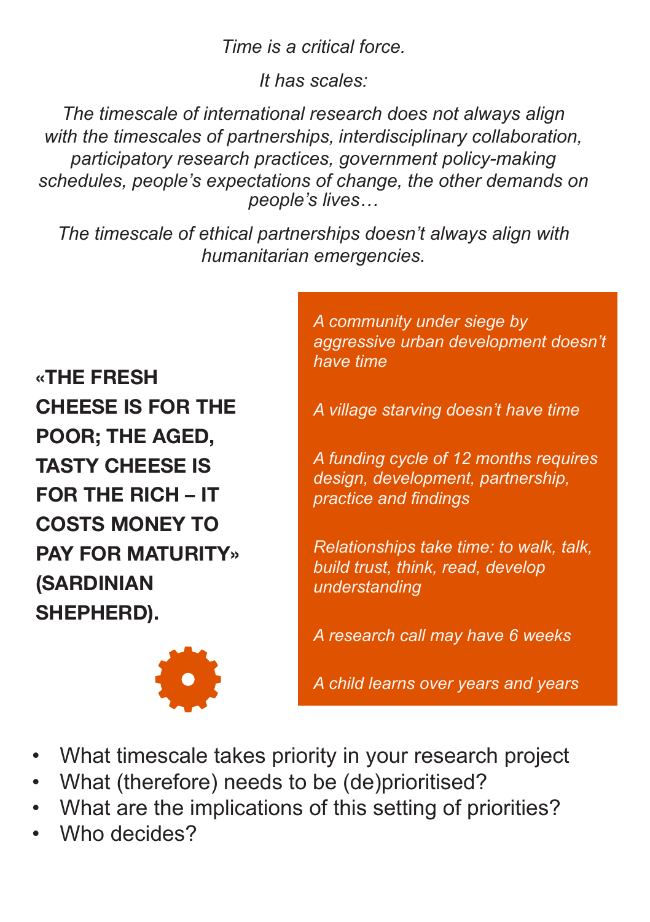*Time is a critical force.*

*It has scales:*

*The timescale of international research does not always align with the timescales of partnerships, interdisciplinary collaboration, participatory research practices, government policy-making schedules, people's expectations of change, the other demands on people's lives…*

*The timescale of ethical partnerships doesn't always align with humanitarian emergencies.*

**«THE FRESH CHEESE IS FOR THE POOR; THE AGED, TASTY CHEESE IS FOR THE RICH – IT COSTS MONEY TO PAY FOR MATURITY» (SARDINIAN SHEPHERD).**

*A community under siege by aggressive urban development doesn't have time*

*A village starving doesn't have time*

*A funding cycle of 12 months requires design, development, partnership, practice and findings*

*Relationships take time: to walk, talk, build trust, think, read, develop understanding*

*A research call may have 6 weeks*

*A child learns over years and years*

- What timescale takes priority in your research project
- What (therefore) needs to be (de)prioritised?
- What are the implications of this setting of priorities?
- Who decides?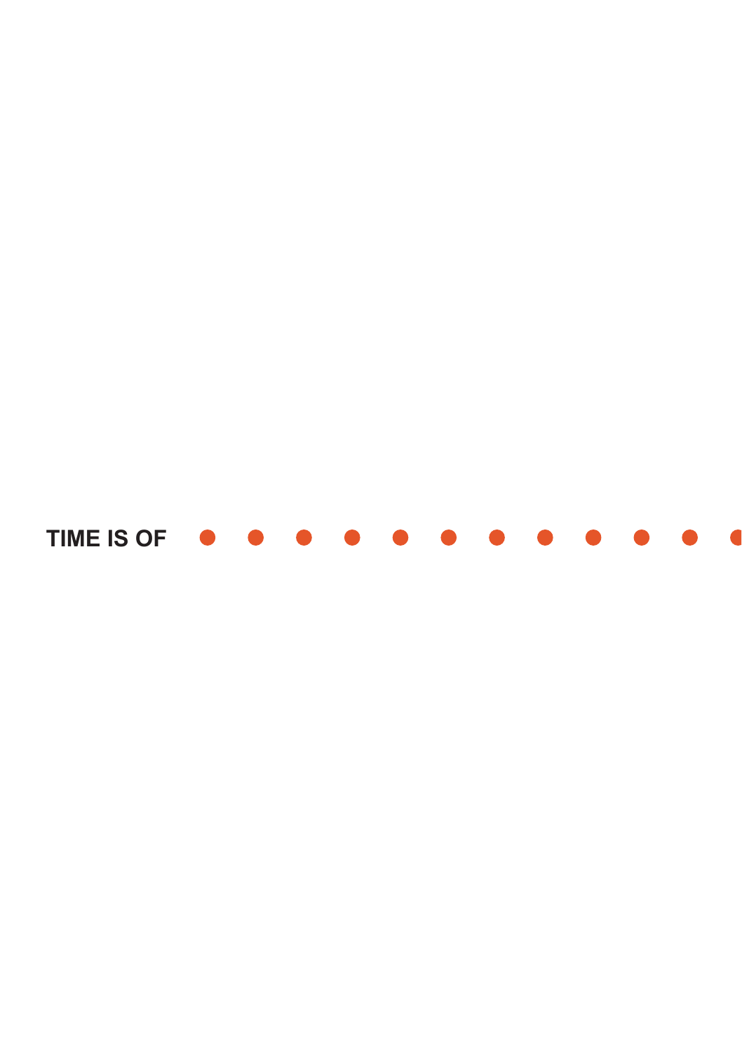**TIME IS OF**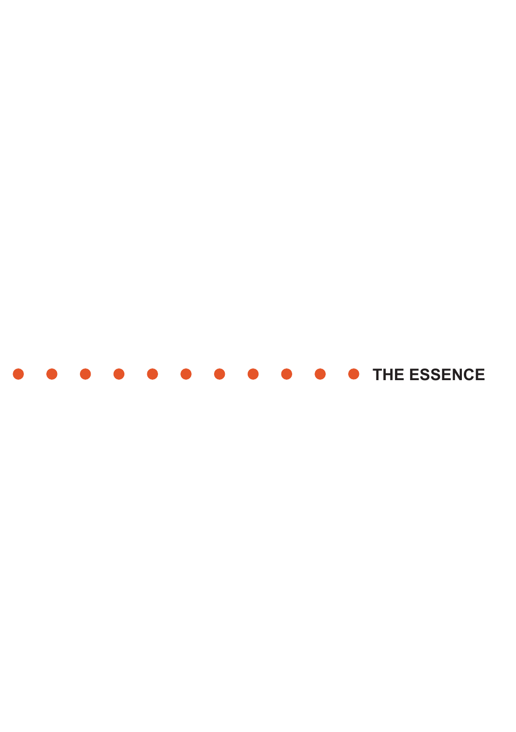# THE ESSENCE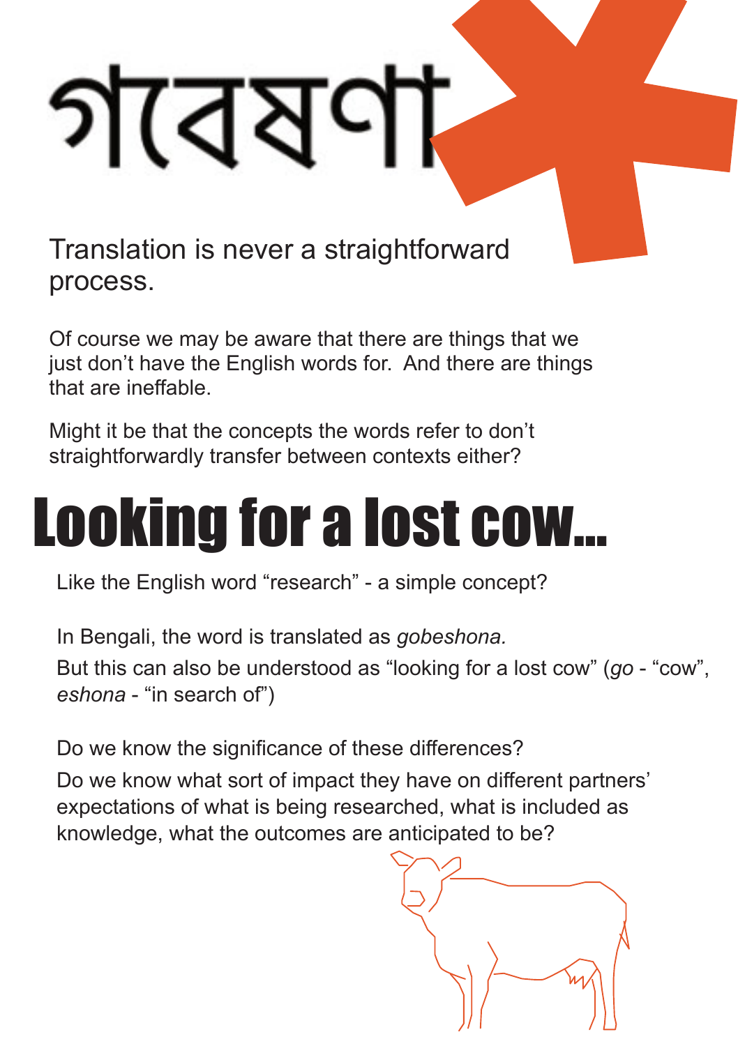# গবেষণা

Translation is never a straightforward process.

Of course we may be aware that there are things that we just don't have the English words for. And there are things that are ineffable.

Might it be that the concepts the words refer to don't straightforwardly transfer between contexts either?

# Looking for a lost cow...

Like the English word "research" - a simple concept?

In Bengali, the word is translated as *gobeshona.*

But this can also be understood as "looking for a lost cow" (*go* - "cow", *eshona* - "in search of")

Do we know the significance of these differences?

Do we know what sort of impact they have on different partners' expectations of what is being researched, what is included as knowledge, what the outcomes are anticipated to be?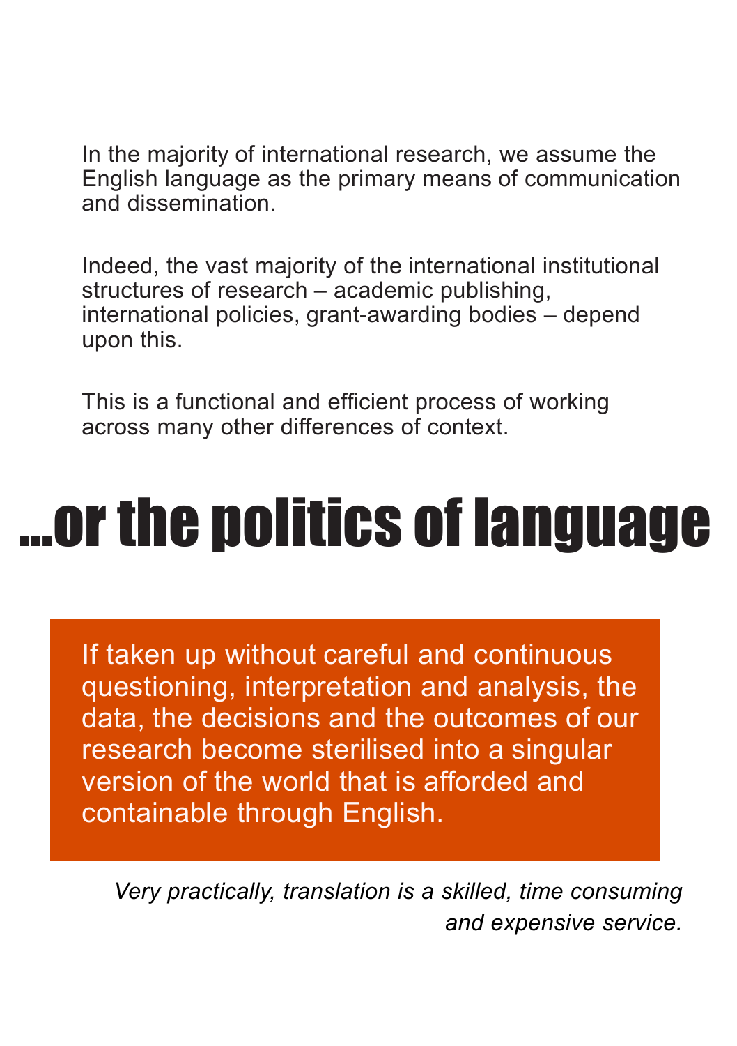In the majority of international research, we assume the English language as the primary means of communication and dissemination.

Indeed, the vast majority of the international institutional structures of research – academic publishing, international policies, grant-awarding bodies – depend upon this.

This is a functional and efficient process of working across many other differences of context.

# ...or the politics of language

If taken up without careful and continuous questioning, interpretation and analysis, the data, the decisions and the outcomes of our research become sterilised into a singular version of the world that is afforded and containable through English.

*Very practically, translation is a skilled, time consuming and expensive service.*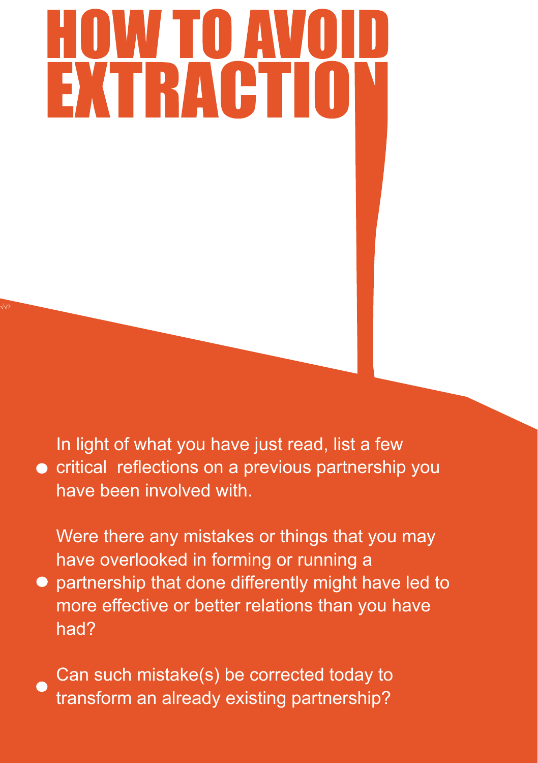# HOW TO AVOID EXTRACTION

- In light of what you have just read, list a few critical reflections on a previous partnership you have been involved with.
- Were there any mistakes or things that you may have overlooked in forming or running a partnership that done differently might have led to more effective or better relations than you have had?
- Can such mistake(s) be corrected today to transform an already existing partnership?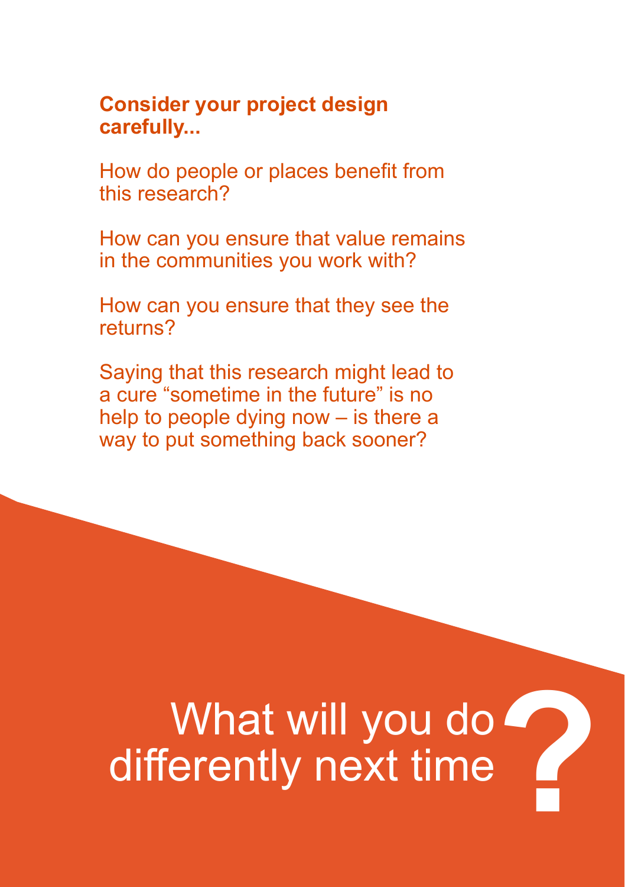**Consider your project design carefully...**

How do people or places benefit from this research?

How can you ensure that value remains in the communities you work with?

How can you ensure that they see the returns?

Saying that this research might lead to a cure “sometime in the future” is no help to people dying now – is there a way to put something back sooner?

# What will you do differently next time?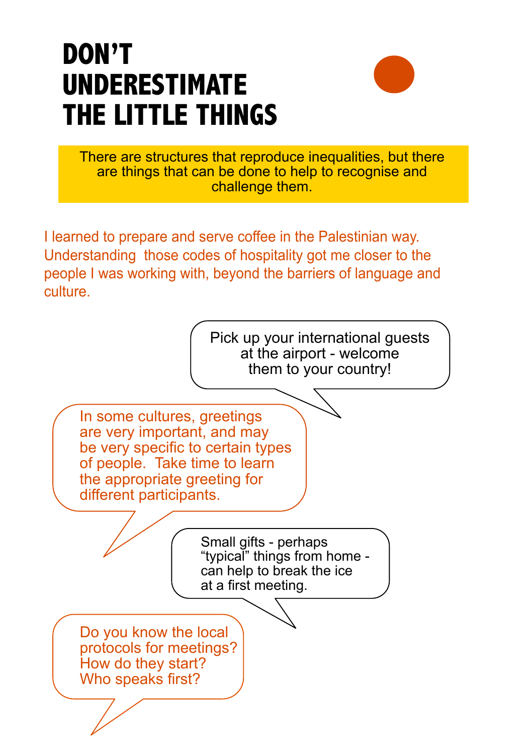# DON'T UNDERESTIMATE THE LITTLE THINGS

There are structures that reproduce inequalities, but there are things that can be done to help to recognise and challenge them.

I learned to prepare and serve coffee in the Palestinian way. Understanding those codes of hospitality got me closer to the people I was working with, beyond the barriers of language and culture.

Pick up your international guests at the airport - welcome them to your country!

In some cultures, greetings are very important, and may be very specific to certain types of people. Take time to learn the appropriate greeting for different participants.

Small gifts - perhaps "typical" things from home - can help to break the ice at a first meeting.

Do you know the local protocols for meetings? How do they start? Who speaks first?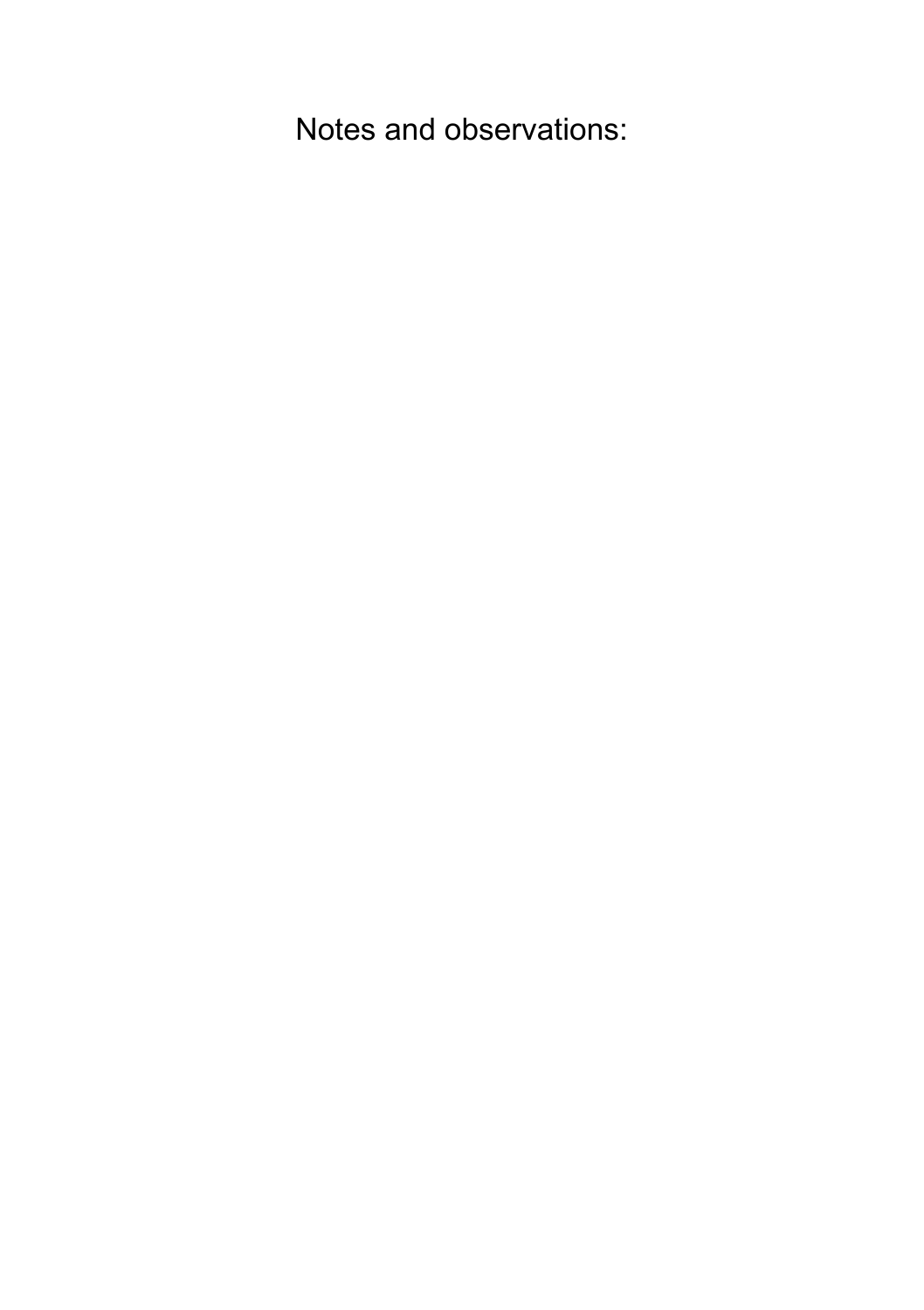Notes and observations: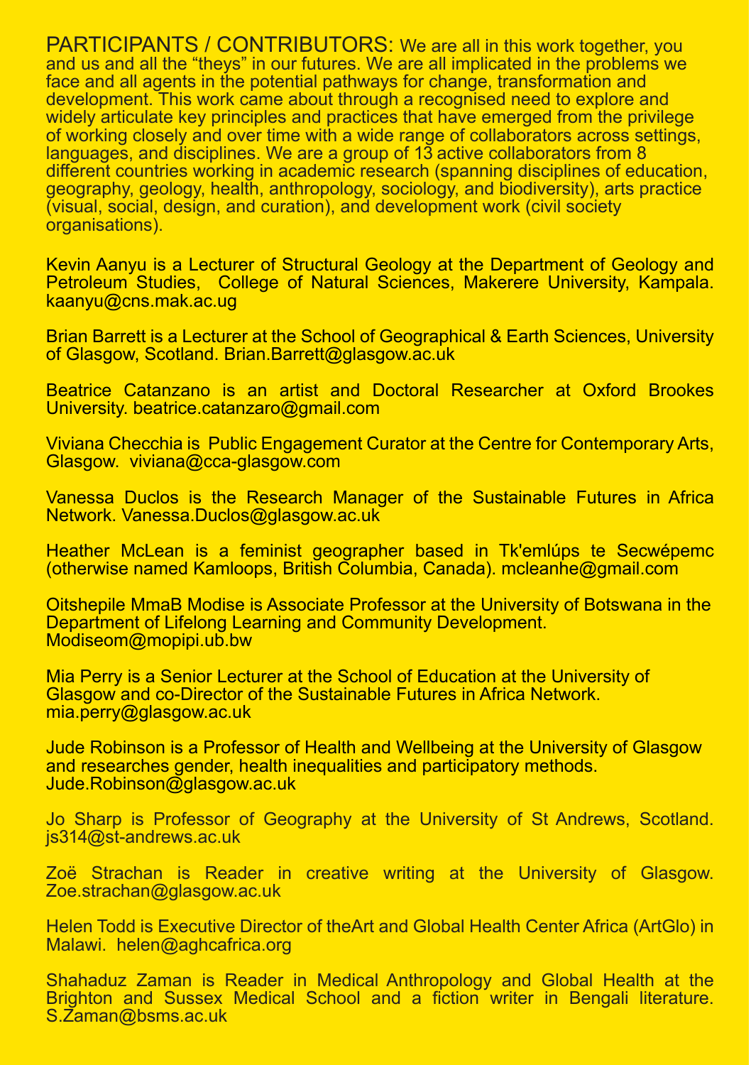PARTICIPANTS / CONTRIBUTORS: We are all in this work together, you and us and all the "theys" in our futures. We are all implicated in the problems we face and all agents in the potential pathways for change, transformation and development. This work came about through a recognised need to explore and widely articulate key principles and practices that have emerged from the privilege of working closely and over time with a wide range of collaborators across settings, languages, and disciplines. We are a group of 13 active collaborators from 8 different countries working in academic research (spanning disciplines of education, geography, geology, health, anthropology, sociology, and biodiversity), arts practice (visual, social, design, and curation), and development work (civil society organisations).

Kevin Aanyu is a Lecturer of Structural Geology at the Department of Geology and Petroleum Studies, College of Natural Sciences, Makerere University, Kampala. kaanyu@cns.mak.ac.ug

Brian Barrett is a Lecturer at the School of Geographical & Earth Sciences, University of Glasgow, Scotland. Brian.Barrett@glasgow.ac.uk

Beatrice Catanzano is an artist and Doctoral Researcher at Oxford Brookes University. beatrice.catanzaro@gmail.com

Viviana Checchia is Public Engagement Curator at the Centre for Contemporary Arts, Glasgow. viviana@cca-glasgow.com

Vanessa Duclos is the Research Manager of the Sustainable Futures in Africa Network. Vanessa.Duclos@glasgow.ac.uk

Heather McLean is a feminist geographer based in Tk'emlúps te Secwépemc (otherwise named Kamloops, British Columbia, Canada). mcleanhe@gmail.com

Oitshepile MmaB Modise is Associate Professor at the University of Botswana in the Department of Lifelong Learning and Community Development. Modiseom@mopipi.ub.bw

Mia Perry is a Senior Lecturer at the School of Education at the University of Glasgow and co-Director of the Sustainable Futures in Africa Network. mia.perry@glasgow.ac.uk

Jude Robinson is a Professor of Health and Wellbeing at the University of Glasgow and researches gender, health inequalities and participatory methods. Jude.Robinson@glasgow.ac.uk

Jo Sharp is Professor of Geography at the University of St Andrews, Scotland. js314@st-andrews.ac.uk

Zoë Strachan is Reader in creative writing at the University of Glasgow. Zoe.strachan@glasgow.ac.uk

Helen Todd is Executive Director of theArt and Global Health Center Africa (ArtGlo) in Malawi. helen@aghcafrica.org

Shahaduz Zaman is Reader in Medical Anthropology and Global Health at the Brighton and Sussex Medical School and a fiction writer in Bengali literature. S.Zaman@bsms.ac.uk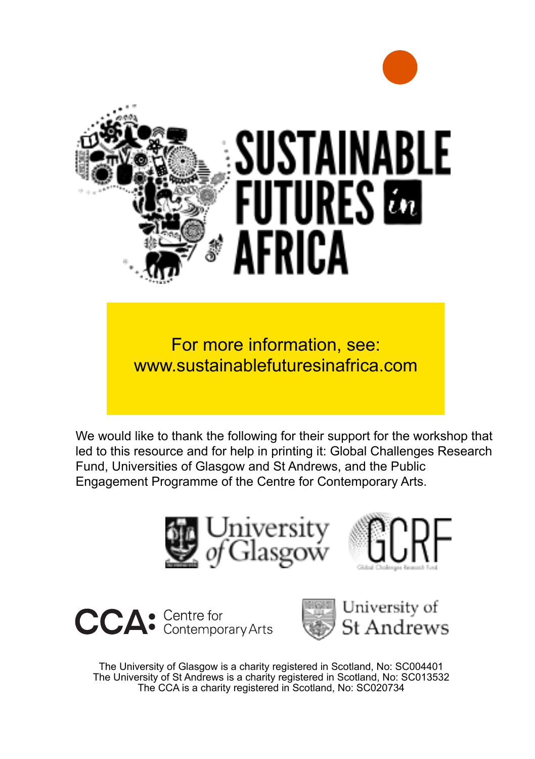# SUSTAINABLE FUTURES *in* AFRICA

For more information, see:
www.sustainablefuturesinafrica.com

We would like to thank the following for their support for the workshop that led to this resource and for help in printing it: Global Challenges Research Fund, Universities of Glasgow and St Andrews, and the Public Engagement Programme of the Centre for Contemporary Arts.

University of Glasgow

GCRF
Global Challenges Research Fund

CCA: Centre for Contemporary Arts

University of St Andrews

The University of Glasgow is a charity registered in Scotland, No: SC004401
The University of St Andrews is a charity registered in Scotland, No: SC013532
The CCA is a charity registered in Scotland, No: SC020734